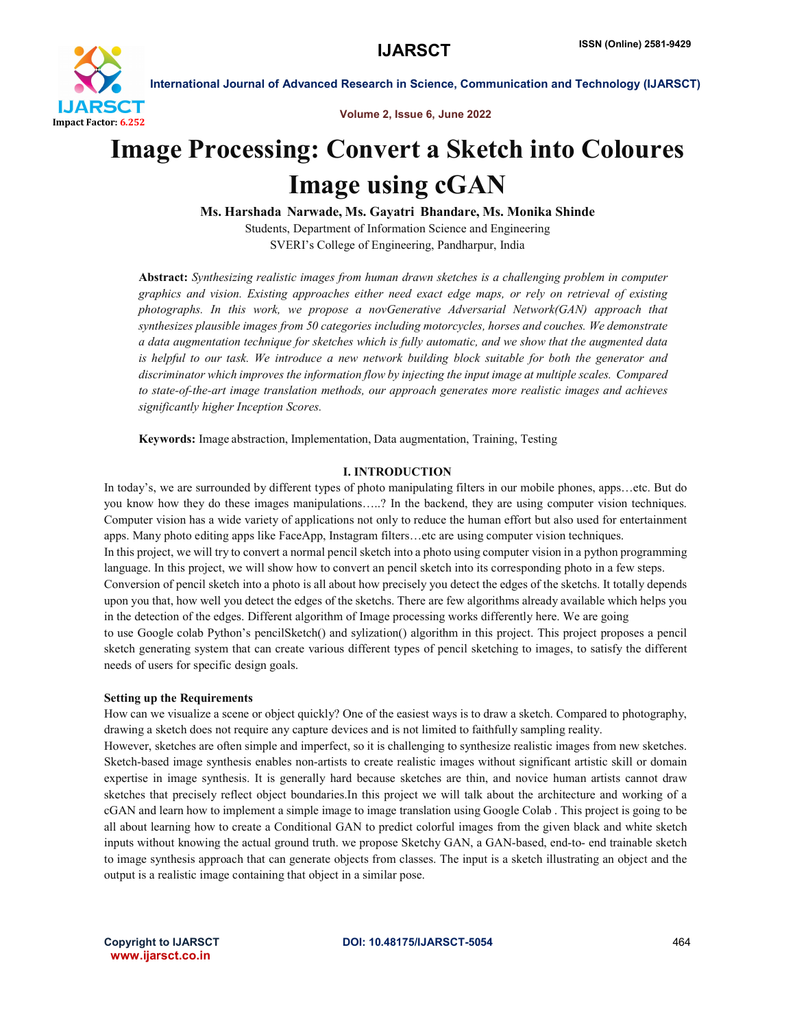# Image Processing: Convert a Sketch into Coloures Image using cGAN

**Ms. Harshada Narwade, Ms. Gayatri Bhandare, Ms. Monika Shinde**

Students, Department of Information Science and Engineering

SVERI's College of Engineering, Pandharpur, India

**Abstract:** *Synthesizing realistic images from human drawn sketches is a challenging problem in computer graphics and vision. Existing approaches either need exact edge maps, or rely on retrieval of existing photographs. In this work, we propose a novGenerative Adversarial Network(GAN) approach that synthesizes plausible images from 50 categories including motorcycles, horses and couches. We demonstrate a data augmentation technique for sketches which is fully automatic, and we show that the augmented data is helpful to our task. We introduce a new network building block suitable for both the generator and discriminator which improves the information flow by injecting the input image at multiple scales. Compared to state-of-the-art image translation methods, our approach generates more realistic images and achieves significantly higher Inception Scores.*

**Keywords:** Image abstraction, Implementation, Data augmentation, Training, Testing

## I. INTRODUCTION

In today's, we are surrounded by different types of photo manipulating filters in our mobile phones, apps…etc. But do you know how they do these images manipulations…..? In the backend, they are using computer vision techniques. Computer vision has a wide variety of applications not only to reduce the human effort but also used for entertainment apps. Many photo editing apps like FaceApp, Instagram filters…etc are using computer vision techniques.

In this project, we will try to convert a normal pencil sketch into a photo using computer vision in a python programming language. In this project, we will show how to convert an pencil sketch into its corresponding photo in a few steps.

Conversion of pencil sketch into a photo is all about how precisely you detect the edges of the sketchs. It totally depends upon you that, how well you detect the edges of the sketchs. There are few algorithms already available which helps you in the detection of the edges. Different algorithm of Image processing works differently here. We are going to use Google colab Python's pencilSketch() and sylization() algorithm in this project. This project proposes a pencil sketch generating system that can create various different types of pencil sketching to images, to satisfy the different needs of users for specific design goals.

### Setting up the Requirements

How can we visualize a scene or object quickly? One of the easiest ways is to draw a sketch. Compared to photography, drawing a sketch does not require any capture devices and is not limited to faithfully sampling reality.

However, sketches are often simple and imperfect, so it is challenging to synthesize realistic images from new sketches. Sketch-based image synthesis enables non-artists to create realistic images without significant artistic skill or domain expertise in image synthesis. It is generally hard because sketches are thin, and novice human artists cannot draw sketches that precisely reflect object boundaries.In this project we will talk about the architecture and working of a cGAN and learn how to implement a simple image to image translation using Google Colab . This project is going to be all about learning how to create a Conditional GAN to predict colorful images from the given black and white sketch inputs without knowing the actual ground truth. we propose Sketchy GAN, a GAN-based, end-to- end trainable sketch to image synthesis approach that can generate objects from classes. The input is a sketch illustrating an object and the output is a realistic image containing that object in a similar pose.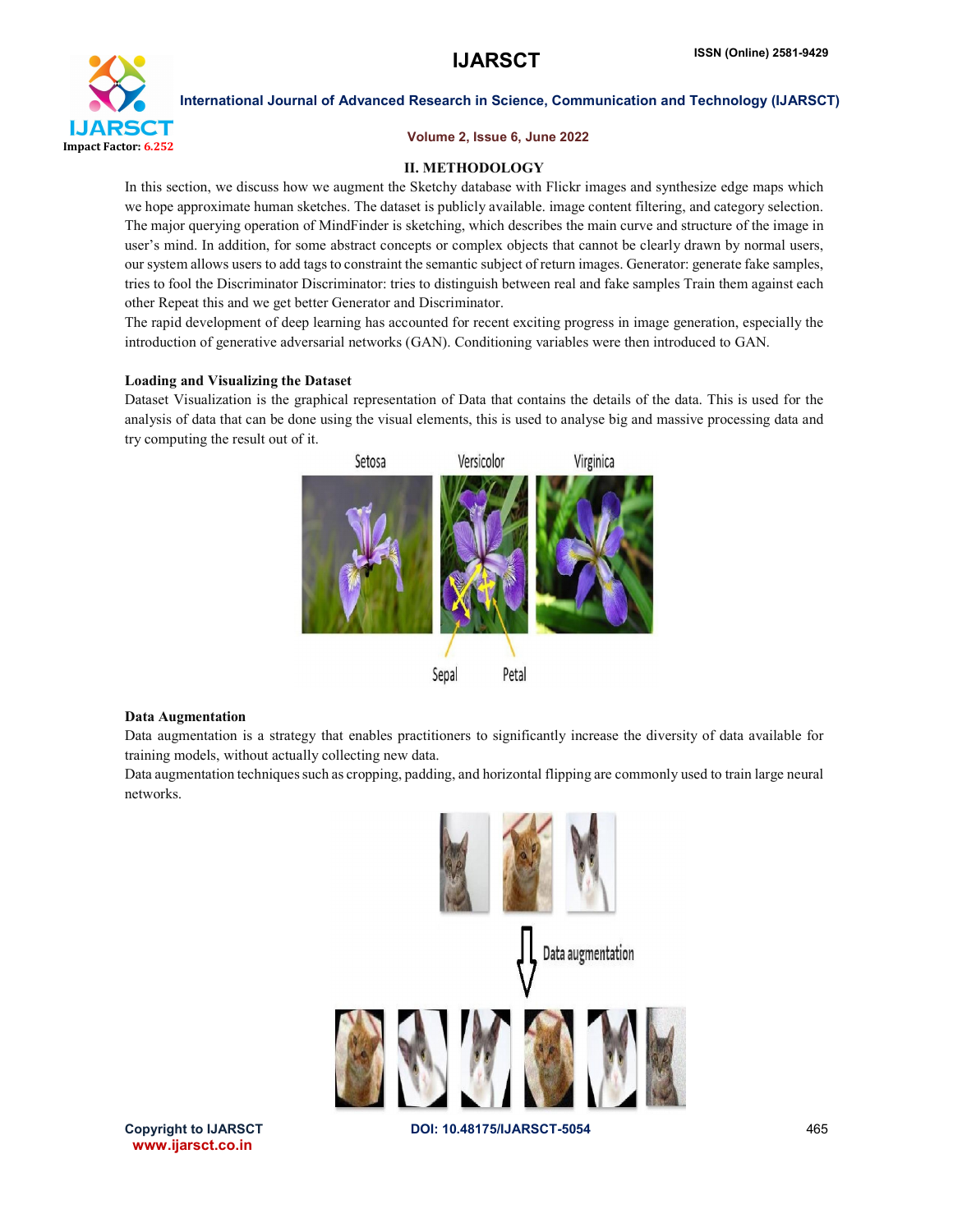## II. METHODOLOGY

In this section, we discuss how we augment the Sketchy database with Flickr images and synthesize edge maps which we hope approximate human sketches. The dataset is publicly available. image content filtering, and category selection. The major querying operation of MindFinder is sketching, which describes the main curve and structure of the image in user's mind. In addition, for some abstract concepts or complex objects that cannot be clearly drawn by normal users, our system allows users to add tags to constraint the semantic subject of return images. Generator: generate fake samples, tries to fool the Discriminator Discriminator: tries to distinguish between real and fake samples Train them against each other Repeat this and we get better Generator and Discriminator.

The rapid development of deep learning has accounted for recent exciting progress in image generation, especially the introduction of generative adversarial networks (GAN). Conditioning variables were then introduced to GAN.

### Loading and Visualizing the Dataset

Dataset Visualization is the graphical representation of Data that contains the details of the data. This is used for the analysis of data that can be done using the visual elements, this is used to analyse big and massive processing data and try computing the result out of it.

### Data Augmentation

Data augmentation is a strategy that enables practitioners to significantly increase the diversity of data available for training models, without actually collecting new data.

Data augmentation techniques such as cropping, padding, and horizontal flipping are commonly used to train large neural networks.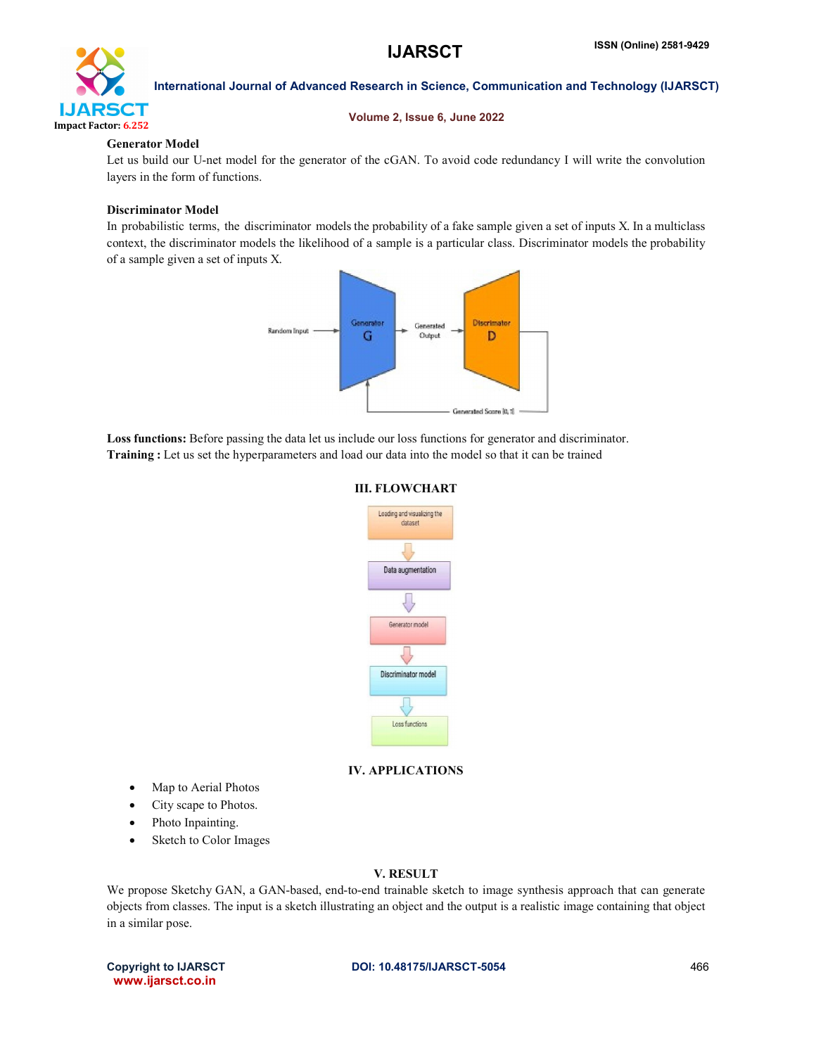**Generator Model**

Let us build our U-net model for the generator of the cGAN. To avoid code redundancy I will write the convolution layers in the form of functions.

**Discriminator Model**

In probabilistic terms, the discriminator models the probability of a fake sample given a set of inputs X. In a multiclass context, the discriminator models the likelihood of a sample is a particular class. Discriminator models the probability of a sample given a set of inputs X.

**Loss functions:** Before passing the data let us include our loss functions for generator and discriminator.
**Training :** Let us set the hyperparameters and load our data into the model so that it can be trained

## III. FLOWCHART

## IV. APPLICATIONS

- Map to Aerial Photos
- City scape to Photos.
- Photo Inpainting.
- Sketch to Color Images

## V. RESULT

We propose Sketchy GAN, a GAN-based, end-to-end trainable sketch to image synthesis approach that can generate objects from classes. The input is a sketch illustrating an object and the output is a realistic image containing that object in a similar pose.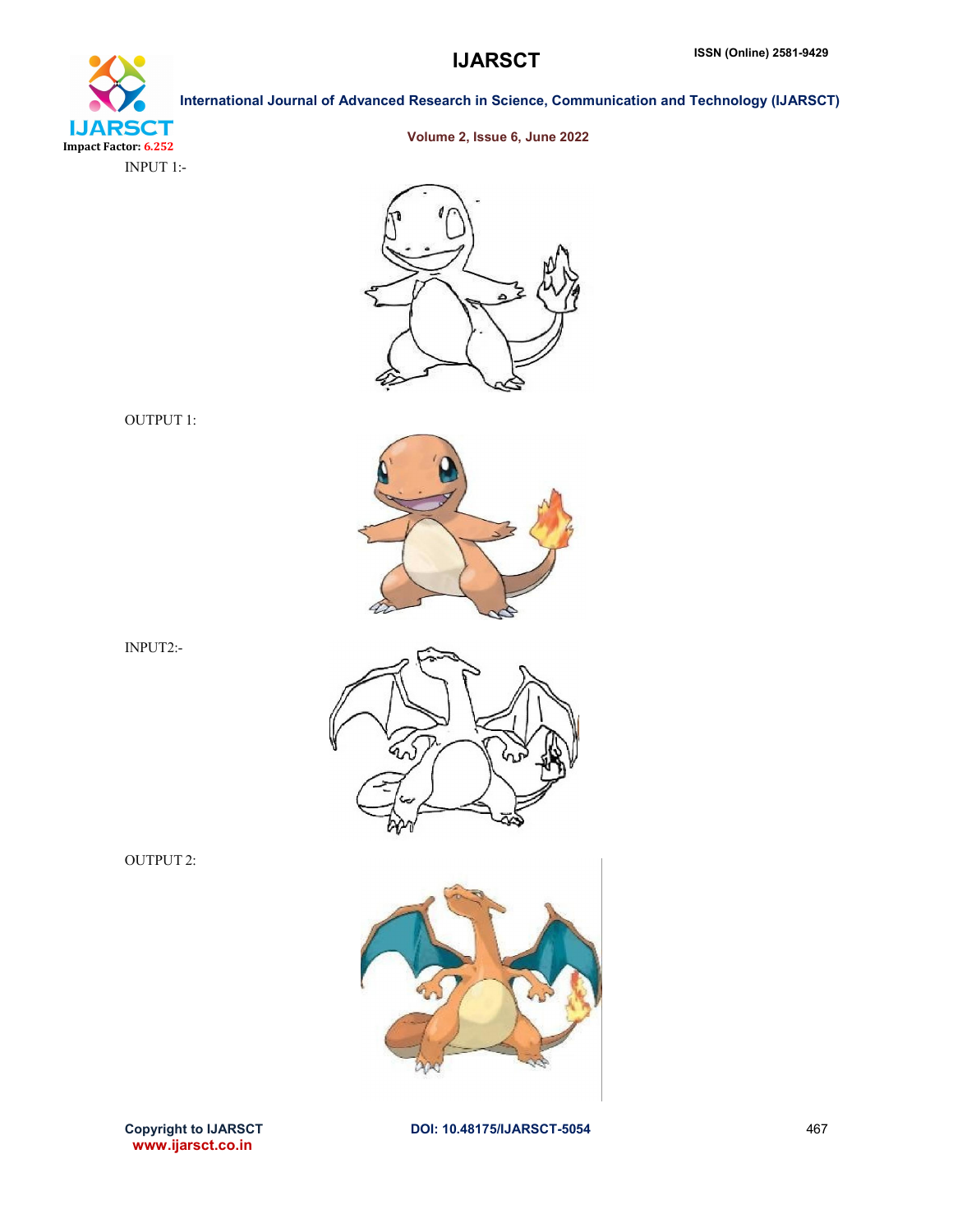INPUT 1:-

OUTPUT 1:

INPUT2:-

OUTPUT 2: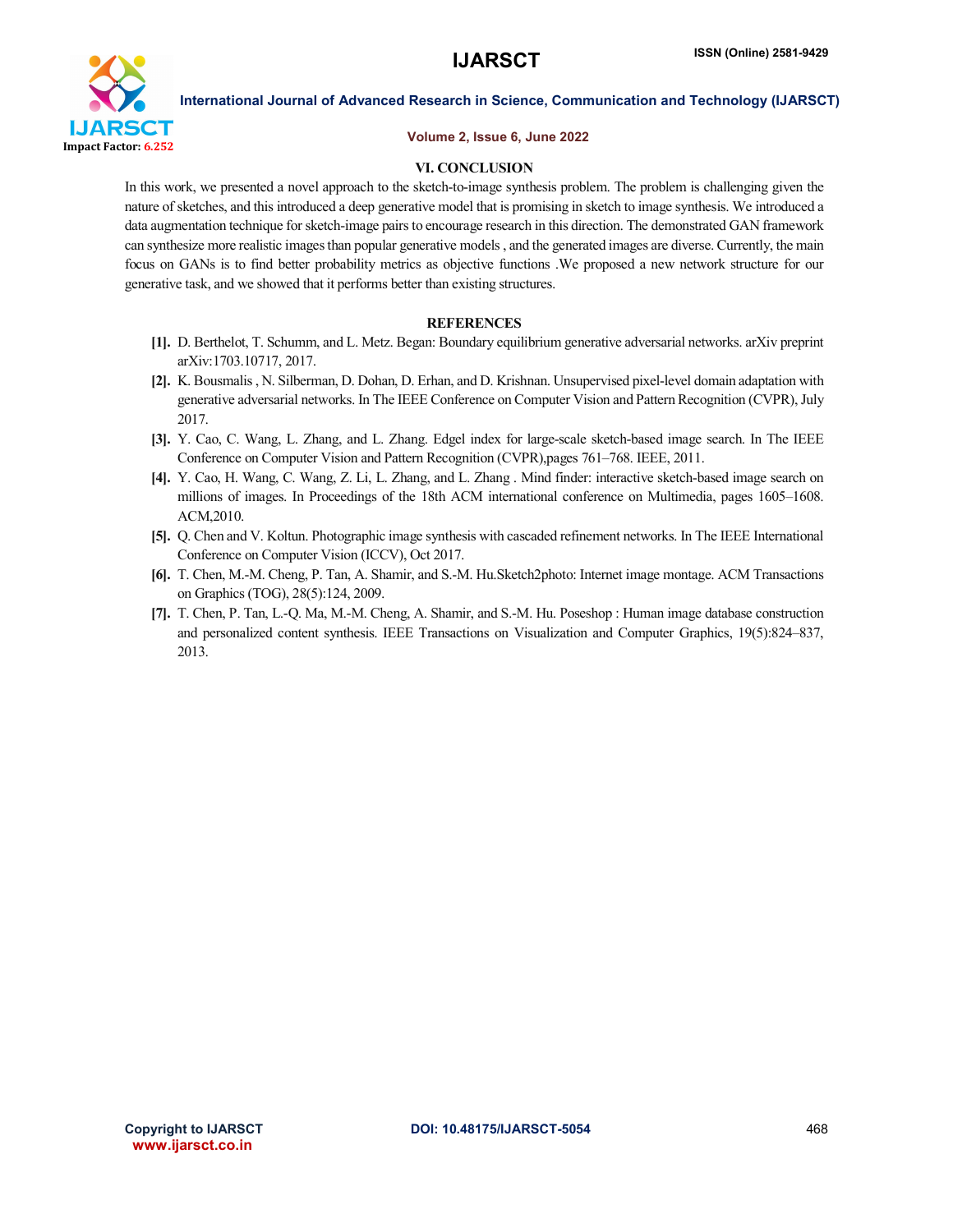## VI. CONCLUSION

In this work, we presented a novel approach to the sketch-to-image synthesis problem. The problem is challenging given the nature of sketches, and this introduced a deep generative model that is promising in sketch to image synthesis. We introduced a data augmentation technique for sketch-image pairs to encourage research in this direction. The demonstrated GAN framework can synthesize more realistic images than popular generative models , and the generated images are diverse. Currently, the main focus on GANs is to find better probability metrics as objective functions .We proposed a new network structure for our generative task, and we showed that it performs better than existing structures.

## REFERENCES

- **[1].** D. Berthelot, T. Schumm, and L. Metz. Began: Boundary equilibrium generative adversarial networks. arXiv preprint arXiv:1703.10717, 2017.
- **[2].** K. Bousmalis , N. Silberman, D. Dohan, D. Erhan, and D. Krishnan. Unsupervised pixel-level domain adaptation with generative adversarial networks. In The IEEE Conference on Computer Vision and Pattern Recognition (CVPR), July 2017.
- **[3].** Y. Cao, C. Wang, L. Zhang, and L. Zhang. Edgel index for large-scale sketch-based image search. In The IEEE Conference on Computer Vision and Pattern Recognition (CVPR),pages 761–768. IEEE, 2011.
- **[4].** Y. Cao, H. Wang, C. Wang, Z. Li, L. Zhang, and L. Zhang . Mind finder: interactive sketch-based image search on millions of images. In Proceedings of the 18th ACM international conference on Multimedia, pages 1605–1608. ACM,2010.
- **[5].** Q. Chen and V. Koltun. Photographic image synthesis with cascaded refinement networks. In The IEEE International Conference on Computer Vision (ICCV), Oct 2017.
- **[6].** T. Chen, M.-M. Cheng, P. Tan, A. Shamir, and S.-M. Hu.Sketch2photo: Internet image montage. ACM Transactions on Graphics (TOG), 28(5):124, 2009.
- **[7].** T. Chen, P. Tan, L.-Q. Ma, M.-M. Cheng, A. Shamir, and S.-M. Hu. Poseshop : Human image database construction and personalized content synthesis. IEEE Transactions on Visualization and Computer Graphics, 19(5):824–837, 2013.